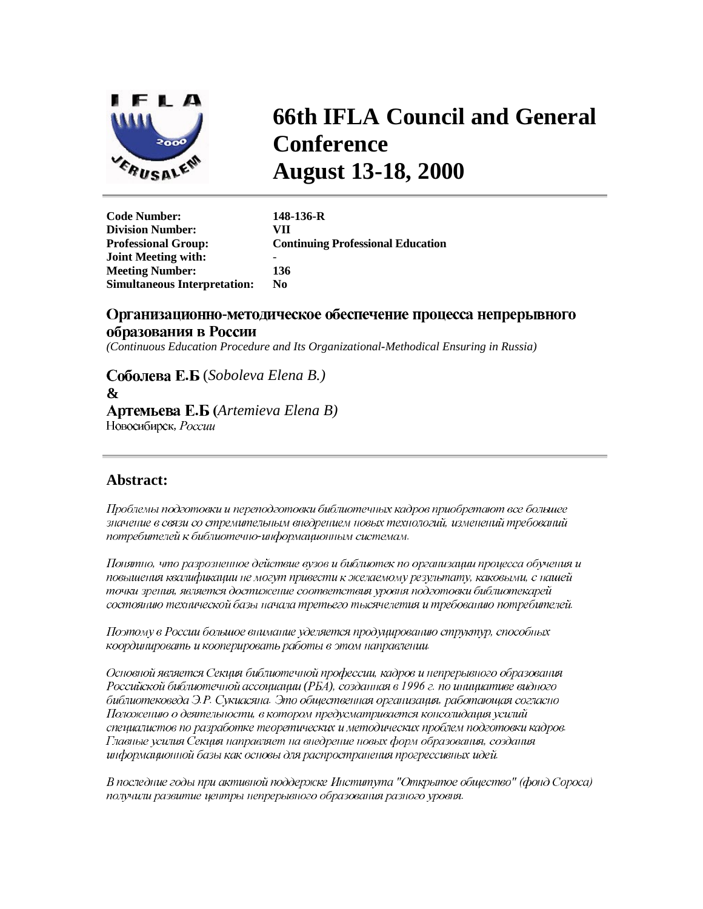# 66th IFLA Council and General Conference
# August 13-18, 2000

**Code Number:** 148-136-R
**Division Number:** VII
**Professional Group:** Continuing Professional Education
**Joint Meeting with:** -
**Meeting Number:** 136
**Simultaneous Interpretation:** No

## Организационно-методическое обеспечение процесса непрерывного образования в России

*(Continuous Education Procedure and Its Organizational-Methodical Ensuring in Russia)*

**Соболева Е.Б** (*Soboleva Elena B.)*
**&**
**Артемьева Е.Б (***Artemieva Elena B)*
Новосибирск, *России*

### Abstract:

*Проблемы подготовки и переподготовки библиотечных кадров приобретают все большее значение в связи со стремительным внедрением новых технологий, изменений требований потребителей к библиотечно-информационным системам.*

*Понятно, что разрозненное действие вузов и библиотек по организации процесса обучения и повышения квалификации не могут привести к желаемому результату, каковыми, с нашей точки зрения, является достижение соответствия уровня подготовки библиотекарей состоянию технической базы начала третьего тысячелетия и требованию потребителей.*

*Поэтому в России большое внимание уделяется продуцированию структур, способных координировать и кооперировать работы в этом направлении.*

*Основной является Секция библиотечной профессии, кадров и непрерывного образования Российской библиотечной ассоциации (РБА), созданная в 1996 г. по инициативе видного библиотековеда Э.Р. Сукиасяна. Это общественная организация, работающая согласно Положению о деятельности, в котором предусматривается консолидация усилий специалистов по разработке теоретических и методических проблем подготовки кадров. Главные усилия Секция направляет на внедрение новых форм образования, создания информационной базы как основы для распространения прогрессивных идей.*

*В последние годы при активной поддержке Института "Открытое общество" (фонд Сороса) получили развитие центры непрерывного образования разного уровня.*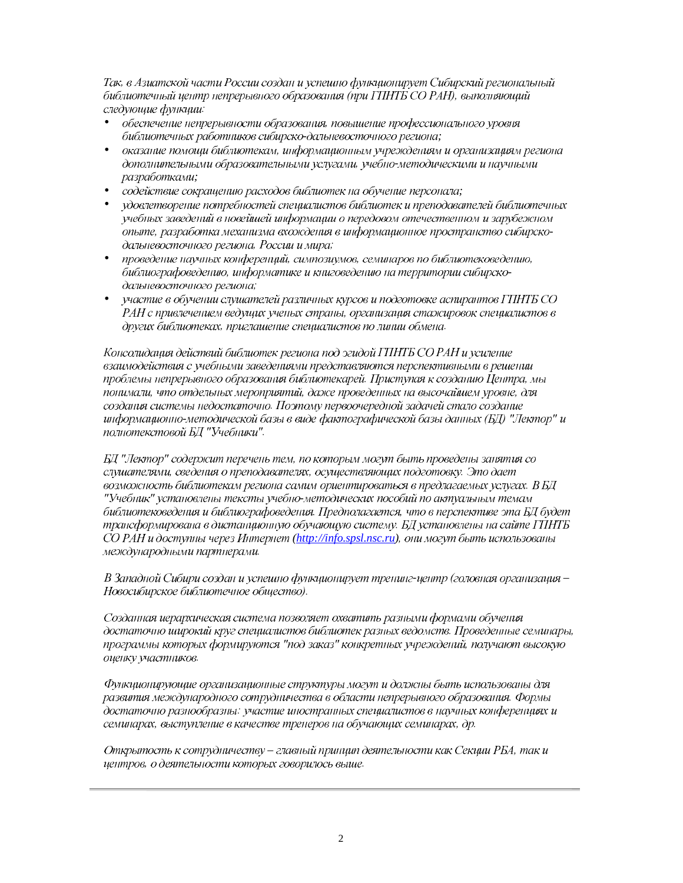*Так, в Азиатской части России создан и успешно функционирует Сибирский региональный библиотечный центр непрерывного образования (при ГПНТБ СО РАН), выполняющий следующие функции:*

- *обеспечение непрерывности образования, повышение профессионального уровня библиотечных работников сибирско-дальневосточного региона;*
- *оказание помощи библиотекам, информационным учреждениям и организациям региона дополнительными образовательными услугами, учебно-методическими и научными разработками;*
- *содействие сокращению расходов библиотек на обучение персонала;*
- *удовлетворение потребностей специалистов библиотек и преподавателей библиотечных учебных заведений в новейшей информации о передовом отечественном и зарубежном опыте, разработка механизма вхождения в информационное пространство сибирско-дальневосточного региона, России и мира;*
- *проведение научных конференций, симпозиумов, семинаров по библиотековедению, библиографоведению, информатике и книговедению на территории сибирско-дальневосточного региона;*
- *участие в обучении слушателей различных курсов и подготовке аспирантов ГПНТБ СО РАН с привлечением ведущих ученых страны, организация стажировок специалистов в других библиотеках, приглашение специалистов по линии обмена.*

*Консолидация действий библиотек региона под эгидой ГПНТБ СО РАН и усиление взаимодействия с учебными заведениями представляются перспективными в решении проблемы непрерывного образования библиотекарей. Приступая к созданию Центра, мы понимали, что отдельных мероприятий, даже проведенных на высочайшем уровне, для создания системы недостаточно. Поэтому первоочередной задачей стало создание информационно-методической базы в виде фактографической базы данных (БД) "Лектор" и полнотекстовой БД "Учебники".*

*БД "Лектор" содержит перечень тем, по которым могут быть проведены занятия со слушателями, сведения о преподавателях, осуществляющих подготовку. Это дает возможность библиотекам региона самим ориентироваться в предлагаемых услугах. В БД "Учебник" установлены тексты учебно-методических пособий по актуальным темам библиотековедения и библиографоведения. Предполагается, что в перспективе эта БД будет трансформирована в дистанционную обучающую систему. БД установлены на сайте ГПНТБ СО РАН и доступны через Интернет ([http://info.spsl.nsc.ru](http://info.spsl.nsc.ru)), они могут быть использованы международными партнерами.*

*В Западной Сибири создан и успешно функционирует тренинг-центр (головная организация – Новосибирское библиотечное общество).*

*Созданная иерархическая система позволяет охватить разными формами обучения достаточно широкий круг специалистов библиотек разных ведомств. Проведенные семинары, программы которых формируются "под заказ" конкретных учреждений, получают высокую оценку участников.*

*Функционирующие организационные структуры могут и должны быть использованы для развития международного сотрудничества в области непрерывного образования. Формы достаточно разнообразны: участие иностранных специалистов в научных конференциях и семинарах, выступление в качестве тренеров на обучающих семинарах, др.*

*Открытость к сотрудничеству – главный принцип деятельности как Секции РБА, так и центров, о деятельности которых говорилось выше.*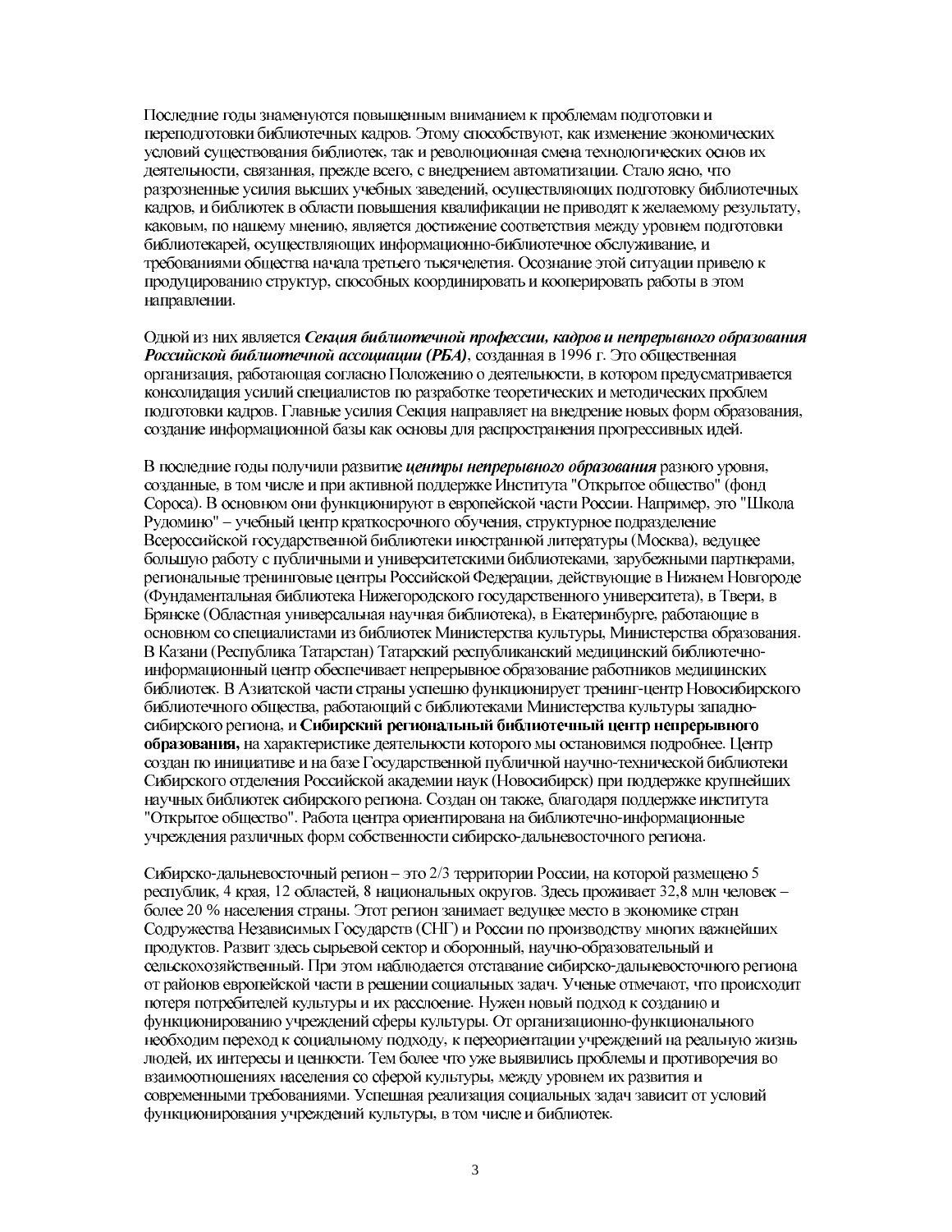Последние годы знаменуются повышенным вниманием к проблемам подготовки и переподготовки библиотечных кадров. Этому способствуют, как изменение экономических условий существования библиотек, так и революционная смена технологических основ их деятельности, связанная, прежде всего, с внедрением автоматизации. Стало ясно, что разрозненные усилия высших учебных заведений, осуществляющих подготовку библиотечных кадров, и библиотек в области повышения квалификации не приводят к желаемому результату, каковым, по нашему мнению, является достижение соответствия между уровнем подготовки библиотекарей, осуществляющих информационно-библиотечное обслуживание, и требованиями общества начала третьего тысячелетия. Осознание этой ситуации привело к продуцированию структур, способных координировать и кооперировать работы в этом направлении.

Одной из них является ***Секция библиотечной профессии, кадров и непрерывного образования Российской библиотечной ассоциации (РБА)***, созданная в 1996 г. Это общественная организация, работающая согласно Положению о деятельности, в котором предусматривается консолидация усилий специалистов по разработке теоретических и методических проблем подготовки кадров. Главные усилия Секция направляет на внедрение новых форм образования, создание информационной базы как основы для распространения прогрессивных идей.

В последние годы получили развитие ***центры непрерывного образования*** разного уровня, созданные, в том числе и при активной поддержке Института "Открытое общество" (фонд Сороса). В основном они функционируют в европейской части России. Например, это "Школа Рудомино" – учебный центр краткосрочного обучения, структурное подразделение Всероссийской государственной библиотеки иностранной литературы (Москва), ведущее большую работу с публичными и университетскими библиотеками, зарубежными партнерами, региональные тренинговые центры Российской Федерации, действующие в Нижнем Новгороде (Фундаментальная библиотека Нижегородского государственного университета), в Твери, в Брянске (Областная универсальная научная библиотека), в Екатеринбурге, работающие в основном со специалистами из библиотек Министерства культуры, Министерства образования. В Казани (Республика Татарстан) Татарский республиканский медицинский библиотечно-информационный центр обеспечивает непрерывное образование работников медицинских библиотек. В Азиатской части страны успешно функционирует тренинг-центр Новосибирского библиотечного общества, работающий с библиотеками Министерства культуры западно-сибирского региона, и **Сибирский региональный библиотечный центр непрерывного образования,** на характеристике деятельности которого мы остановимся подробнее. Центр создан по инициативе и на базе Государственной публичной научно-технической библиотеки Сибирского отделения Российской академии наук (Новосибирск) при поддержке крупнейших научных библиотек сибирского региона. Создан он также, благодаря поддержке института "Открытое общество". Работа центра ориентирована на библиотечно-информационные учреждения различных форм собственности сибирско-дальневосточного региона.

Сибирско-дальневосточный регион – это 2/3 территории России, на которой размещено 5 республик, 4 края, 12 областей, 8 национальных округов. Здесь проживает 32,8 млн человек – более 20 % населения страны. Этот регион занимает ведущее место в экономике стран Содружества Независимых Государств (СНГ) и России по производству многих важнейших продуктов. Развит здесь сырьевой сектор и оборонный, научно-образовательный и сельскохозяйственный. При этом наблюдается отставание сибирско-дальневосточного региона от районов европейской части в решении социальных задач. Ученые отмечают, что происходит потеря потребителей культуры и их расслоение. Нужен новый подход к созданию и функционированию учреждений сферы культуры. От организационно-функционального необходим переход к социальному подходу, к переориентации учреждений на реальную жизнь людей, их интересы и ценности. Тем более что уже выявились проблемы и противоречия во взаимоотношениях населения со сферой культуры, между уровнем их развития и современными требованиями. Успешная реализация социальных задач зависит от условий функционирования учреждений культуры, в том числе и библиотек.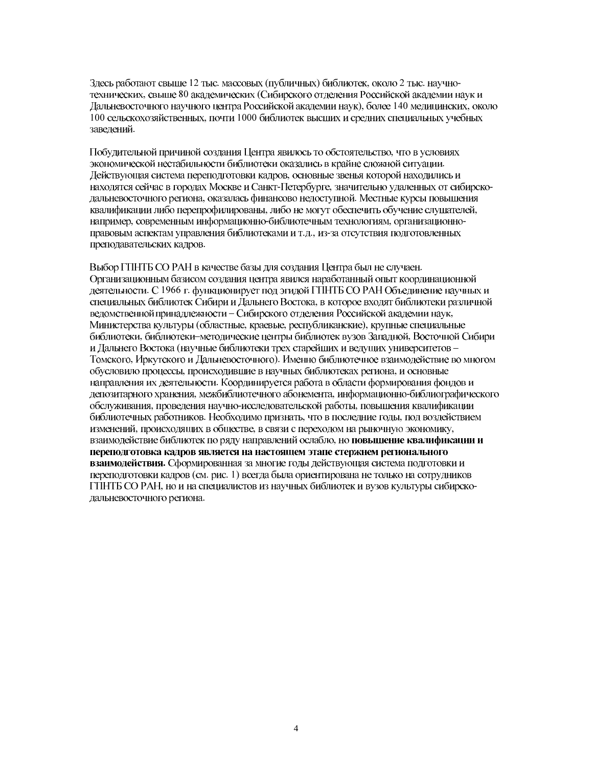Здесь работают свыше 12 тыс. массовых (публичных) библиотек, около 2 тыс. научно-технических, свыше 80 академических (Сибирского отделения Российской академии наук и Дальневосточного научного центра Российской академии наук), более 140 медицинских, около 100 сельскохозяйственных, почти 1000 библиотек высших и средних специальных учебных заведений.

Побудительной причиной создания Центра явилось то обстоятельство, что в условиях экономической нестабильности библиотеки оказались в крайне сложной ситуации. Действующая система переподготовки кадров, основные звенья которой находились и находятся сейчас в городах Москве и Санкт-Петербурге, значительно удаленных от сибирско-дальневосточного региона, оказалась финансово недоступной. Местные курсы повышения квалификации либо перепрофилированы, либо не могут обеспечить обучение слушателей, например, современным информационно-библиотечным технологиям, организационно-правовым аспектам управления библиотеками и т.д., из-за отсутствия подготовленных преподавательских кадров.

Выбор ГПНТБ СО РАН в качестве базы для создания Центра был не случаен. Организационным базисом создания центра явился наработанный опыт координационной деятельности. С 1966 г. функционирует под эгидой ГПНТБ СО РАН Объединение научных и специальных библиотек Сибири и Дальнего Востока, в которое входят библиотеки различной ведомственной принадлежности – Сибирского отделения Российской академии наук, Министерства культуры (областные, краевые, республиканские), крупные специальные библиотеки, библиотеки–методические центры библиотек вузов Западной, Восточной Сибири и Дальнего Востока (научные библиотеки трех старейших и ведущих университетов – Томского, Иркутского и Дальневосточного). Именно библиотечное взаимодействие во многом обусловило процессы, происходившие в научных библиотеках региона, и основные направления их деятельности. Координируется работа в области формирования фондов и депозитарного хранения, межбиблиотечного абонемента, информационно-библиографического обслуживания, проведения научно-исследовательской работы, повышения квалификации библиотечных работников. Необходимо признать, что в последние годы, под воздействием изменений, происходящих в обществе, в связи с переходом на рыночную экономику, взаимодействие библиотек по ряду направлений ослабло, но **повышение квалификации и переподготовка кадров является на настоящем этапе стержнем регионального взаимодействия.** Сформированная за многие годы действующая система подготовки и переподготовки кадров (см. рис. 1) всегда была ориентирована не только на сотрудников ГПНТБ СО РАН, но и на специалистов из научных библиотек и вузов культуры сибирско-дальневосточного региона.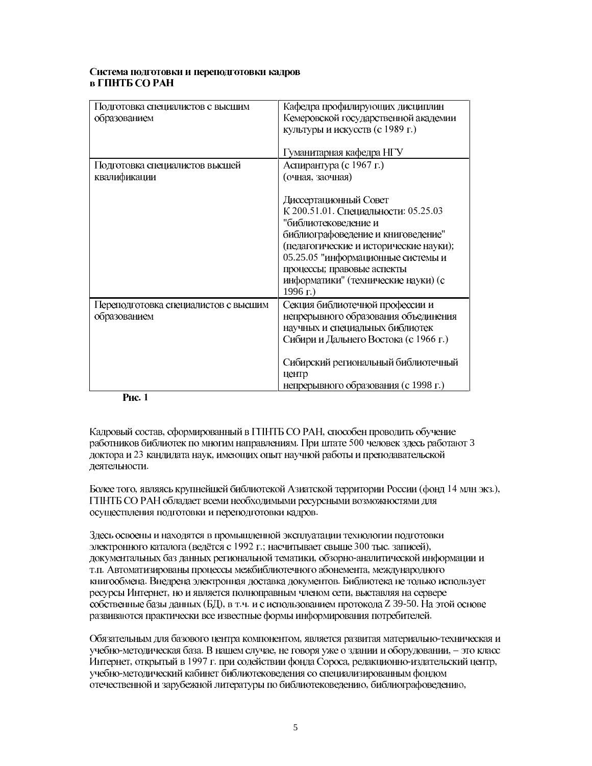**Система подготовки и переподготовки кадров в ГПНТБ СО РАН**

| | |
|---|---|
| Подготовка специалистов с высшим образованием | Кафедра профилирующих дисциплин Кемеровской государственной академии культуры и искусств (с 1989 г.)<br><br>Гуманитарная кафедра НГУ |
| Подготовка специалистов высшей квалификации | Аспирантура (с 1967 г.) (очная, заочная)<br><br>Диссертационный Совет К 200.51.01. Специальности: 05.25.03 "библиотековедение и библиографоведение и книговедение" (педагогические и исторические науки); 05.25.05 "информационные системы и процессы; правовые аспекты информатики" (технические науки) (с 1996 г.) |
| Переподготовка специалистов с высшим образованием | Секция библиотечной профессии и непрерывного образования объединения научных и специальных библиотек Сибири и Дальнего Востока (с 1966 г.)<br><br>Сибирский региональный библиотечный центр непрерывного образования (с 1998 г.) |

**Рис. 1**

Кадровый состав, сформированный в ГПНТБ СО РАН, способен проводить обучение работников библиотек по многим направлениям. При штате 500 человек здесь работают 3 доктора и 23 кандидата наук, имеющих опыт научной работы и преподавательской деятельности.

Более того, являясь крупнейшей библиотекой Азиатской территории России (фонд 14 млн экз.), ГПНТБ СО РАН обладает всеми необходимыми ресурсными возможностями для осуществления подготовки и переподготовки кадров.

Здесь освоены и находятся в промышленной эксплуатации технологии подготовки электронного каталога (ведётся с 1992 г.; насчитывает свыше 300 тыс. записей), документальных баз данных региональной тематики, обзорно-аналитической информации и т.п. Автоматизированы процессы межбиблиотечного абонемента, международного книгообмена. Внедрена электронная доставка документов. Библиотека не только использует ресурсы Интернет, но и является полноправным членом сети, выставляя на сервере собственные базы данных (БД), в т.ч. и с использованием протокола Z 39-50. На этой основе развиваются практически все известные формы информирования потребителей.

Обязательным для базового центра компонентом, является развитая материально-техническая и учебно-методическая база. В нашем случае, не говоря уже о здании и оборудовании, – это класс Интернет, открытый в 1997 г. при содействии фонда Сороса, редакционно-издательский центр, учебно-методический кабинет библиотековедения со специализированным фондом отечественной и зарубежной литературы по библиотековедению, библиографоведению,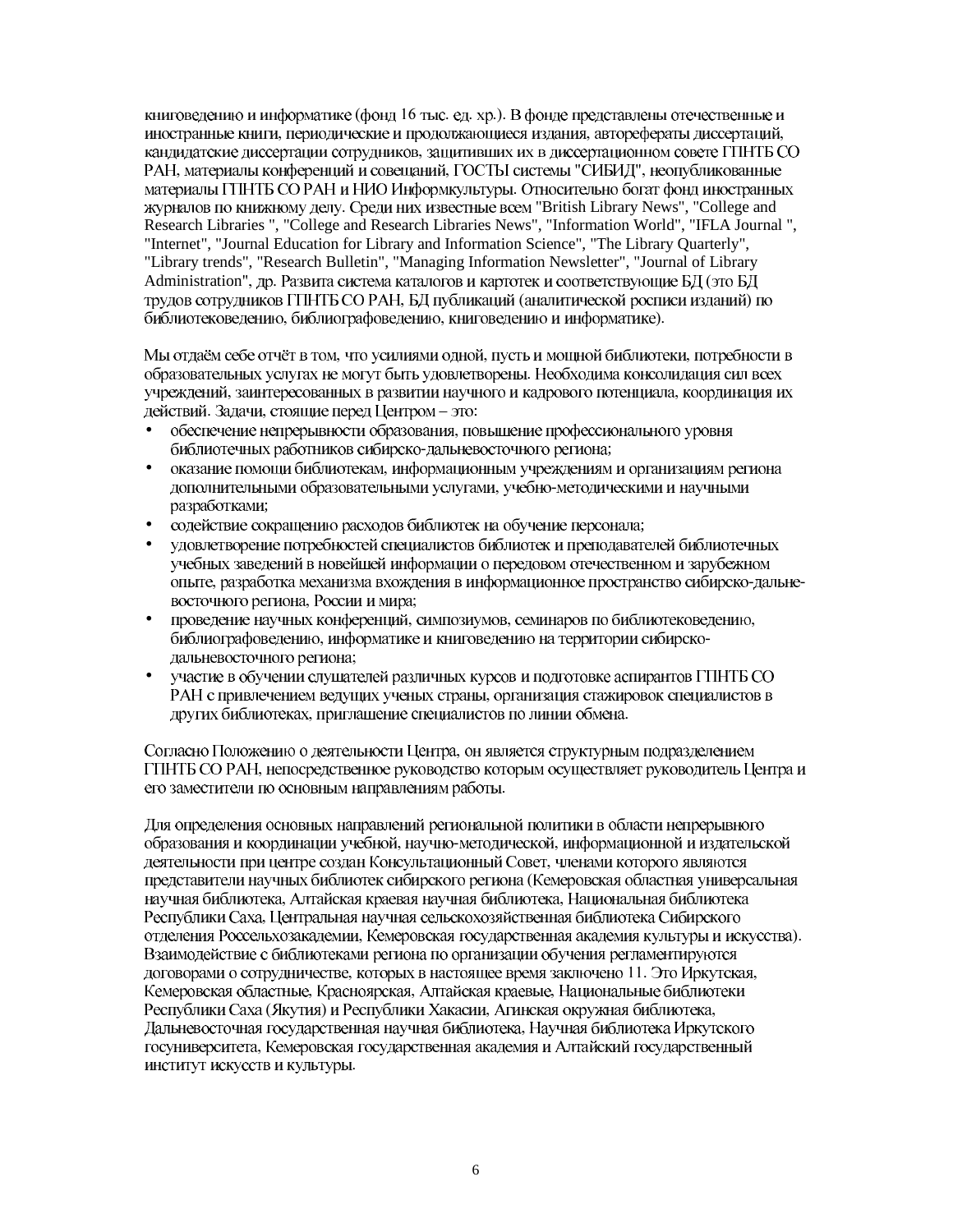книговедению и информатике (фонд 16 тыс. ед. хр.). В фонде представлены отечественные и иностранные книги, периодические и продолжающиеся издания, авторефераты диссертаций, кандидатские диссертации сотрудников, защитивших их в диссертационном совете ГПНТБ СО РАН, материалы конференций и совещаний, ГОСТЫ системы "СИБИД", неопубликованные материалы ГПНТБ СО РАН и НИО Информкультуры. Относительно богат фонд иностранных журналов по книжному делу. Среди них известные всем "British Library News", "College and Research Libraries ", "College and Research Libraries News", "Information World", "IFLA Journal ", "Internet", "Journal Education for Library and Information Science", "The Library Quarterly", "Library trends", "Research Bulletin", "Managing Information Newsletter", "Journal of Library Administration", др. Развита система каталогов и картотек и соответствующие БД (это БД трудов сотрудников ГПНТБ СО РАН, БД публикаций (аналитической росписи изданий) по библиотековедению, библиографоведению, книговедению и информатике).

Мы отдаём себе отчёт в том, что усилиями одной, пусть и мощной библиотеки, потребности в образовательных услугах не могут быть удовлетворены. Необходима консолидация сил всех учреждений, заинтересованных в развитии научного и кадрового потенциала, координация их действий. Задачи, стоящие перед Центром – это:

- обеспечение непрерывности образования, повышение профессионального уровня библиотечных работников сибирско-дальневосточного региона;
- оказание помощи библиотекам, информационным учреждениям и организациям региона дополнительными образовательными услугами, учебно-методическими и научными разработками;
- содействие сокращению расходов библиотек на обучение персонала;
- удовлетворение потребностей специалистов библиотек и преподавателей библиотечных учебных заведений в новейшей информации о передовом отечественном и зарубежном опыте, разработка механизма вхождения в информационное пространство сибирско-дальне-восточного региона, России и мира;
- проведение научных конференций, симпозиумов, семинаров по библиотековедению, библиографоведению, информатике и книговедению на территории сибирско-дальневосточного региона;
- участие в обучении слушателей различных курсов и подготовке аспирантов ГПНТБ СО РАН с привлечением ведущих ученых страны, организация стажировок специалистов в других библиотеках, приглашение специалистов по линии обмена.

Согласно Положению о деятельности Центра, он является структурным подразделением ГПНТБ СО РАН, непосредственное руководство которым осуществляет руководитель Центра и его заместители по основным направлениям работы.

Для определения основных направлений региональной политики в области непрерывного образования и координации учебной, научно-методической, информационной и издательской деятельности при центре создан Консультационный Совет, членами которого являются представители научных библиотек сибирского региона (Кемеровская областная универсальная научная библиотека, Алтайская краевая научная библиотека, Национальная библиотека Республики Саха, Центральная научная сельскохозяйственная библиотека Сибирского отделения Россельхозакадемии, Кемеровская государственная академия культуры и искусства). Взаимодействие с библиотеками региона по организации обучения регламентируются договорами о сотрудничестве, которых в настоящее время заключено 11. Это Иркутская, Кемеровская областные, Красноярская, Алтайская краевые, Национальные библиотеки Республики Саха (Якутия) и Республики Хакасии, Агинская окружная библиотека, Дальневосточная государственная научная библиотека, Научная библиотека Иркутского госуниверситета, Кемеровская государственная академия и Алтайский государственный институт искусств и культуры.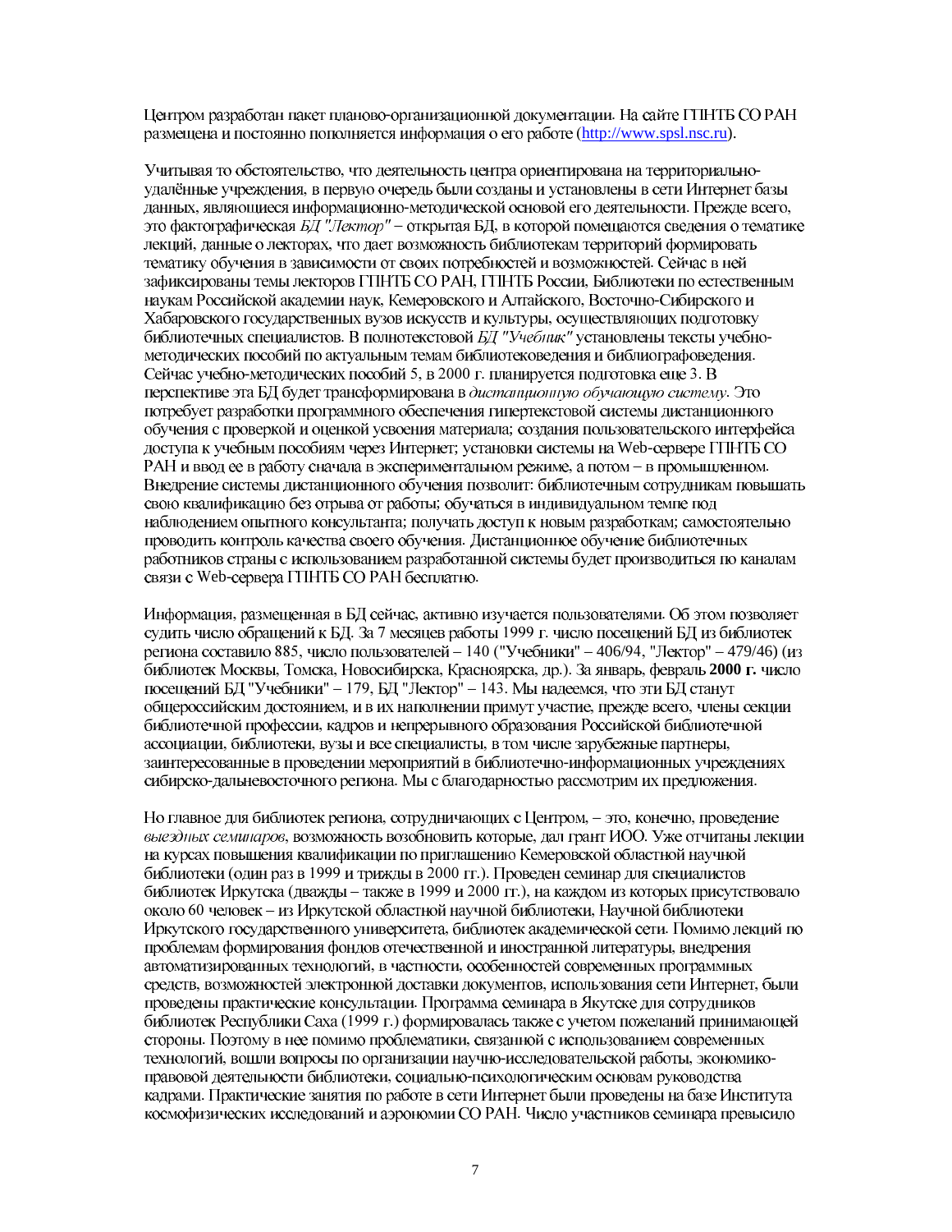Центром разработан пакет планово-организационной документации. На сайте ГПНТБ СО РАН размещена и постоянно пополняется информация о его работе (http://www.spsl.nsc.ru).

Учитывая то обстоятельство, что деятельность центра ориентирована на территориально-удалённые учреждения, в первую очередь были созданы и установлены в сети Интернет базы данных, являющиеся информационно-методической основой его деятельности. Прежде всего, это фактографическая *БД "Лектор"* – открытая БД, в которой помещаются сведения о тематике лекций, данные о лекторах, что дает возможность библиотекам территорий формировать тематику обучения в зависимости от своих потребностей и возможностей. Сейчас в ней зафиксированы темы лекторов ГПНТБ СО РАН, ГПНТБ России, Библиотеки по естественным наукам Российской академии наук, Кемеровского и Алтайского, Восточно-Сибирского и Хабаровского государственных вузов искусств и культуры, осуществляющих подготовку библиотечных специалистов. В полнотекстовой *БД "Учебник"* установлены тексты учебно-методических пособий по актуальным темам библиотековедения и библиографоведения. Сейчас учебно-методических пособий 5, в 2000 г. планируется подготовка еще 3. В перспективе эта БД будет трансформирована в *дистанционную обучающую систему*. Это потребует разработки программного обеспечения гипертекстовой системы дистанционного обучения с проверкой и оценкой усвоения материала; создания пользовательского интерфейса доступа к учебным пособиям через Интернет; установки системы на Web-сервере ГПНТБ СО РАН и ввод ее в работу сначала в экспериментальном режиме, а потом – в промышленном. Внедрение системы дистанционного обучения позволит: библиотечным сотрудникам повышать свою квалификацию без отрыва от работы; обучаться в индивидуальном темпе под наблюдением опытного консультанта; получать доступ к новым разработкам; самостоятельно проводить контроль качества своего обучения. Дистанционное обучение библиотечных работников страны с использованием разработанной системы будет производиться по каналам связи с Web-сервера ГПНТБ СО РАН бесплатно.

Информация, размещенная в БД сейчас, активно изучается пользователями. Об этом позволяет судить число обращений к БД. За 7 месяцев работы 1999 г. число посещений БД из библиотек региона составило 885, число пользователей – 140 ("Учебники" – 406/94, "Лектор" – 479/46) (из библиотек Москвы, Томска, Новосибирска, Красноярска, др.). За январь, февраль **2000 г.** число посещений БД "Учебники" – 179, БД "Лектор" – 143. Мы надеемся, что эти БД станут общероссийским достоянием, и в их наполнении примут участие, прежде всего, члены секции библиотечной профессии, кадров и непрерывного образования Российской библиотечной ассоциации, библиотеки, вузы и все специалисты, в том числе зарубежные партнеры, заинтересованные в проведении мероприятий в библиотечно-информационных учреждениях сибирско-дальневосточного региона. Мы с благодарностью рассмотрим их предложения.

Но главное для библиотек региона, сотрудничающих с Центром, – это, конечно, проведение *выездных семинаров*, возможность возобновить которые, дал грант ИОО. Уже отчитаны лекции на курсах повышения квалификации по приглашению Кемеровской областной научной библиотеки (один раз в 1999 и трижды в 2000 гг.). Проведен семинар для специалистов библиотек Иркутска (дважды – также в 1999 и 2000 гг.), на каждом из которых присутствовало около 60 человек – из Иркутской областной научной библиотеки, Научной библиотеки Иркутского государственного университета, библиотек академической сети. Помимо лекций по проблемам формирования фондов отечественной и иностранной литературы, внедрения автоматизированных технологий, в частности, особенностей современных программных средств, возможностей электронной доставки документов, использования сети Интернет, были проведены практические консультации. Программа семинара в Якутске для сотрудников библиотек Республики Саха (1999 г.) формировалась также с учетом пожеланий принимающей стороны. Поэтому в нее помимо проблематики, связанной с использованием современных технологий, вошли вопросы по организации научно-исследовательской работы, экономико-правовой деятельности библиотеки, социально-психологическим основам руководства кадрами. Практические занятия по работе в сети Интернет были проведены на базе Института космофизических исследований и аэрономии СО РАН. Число участников семинара превысило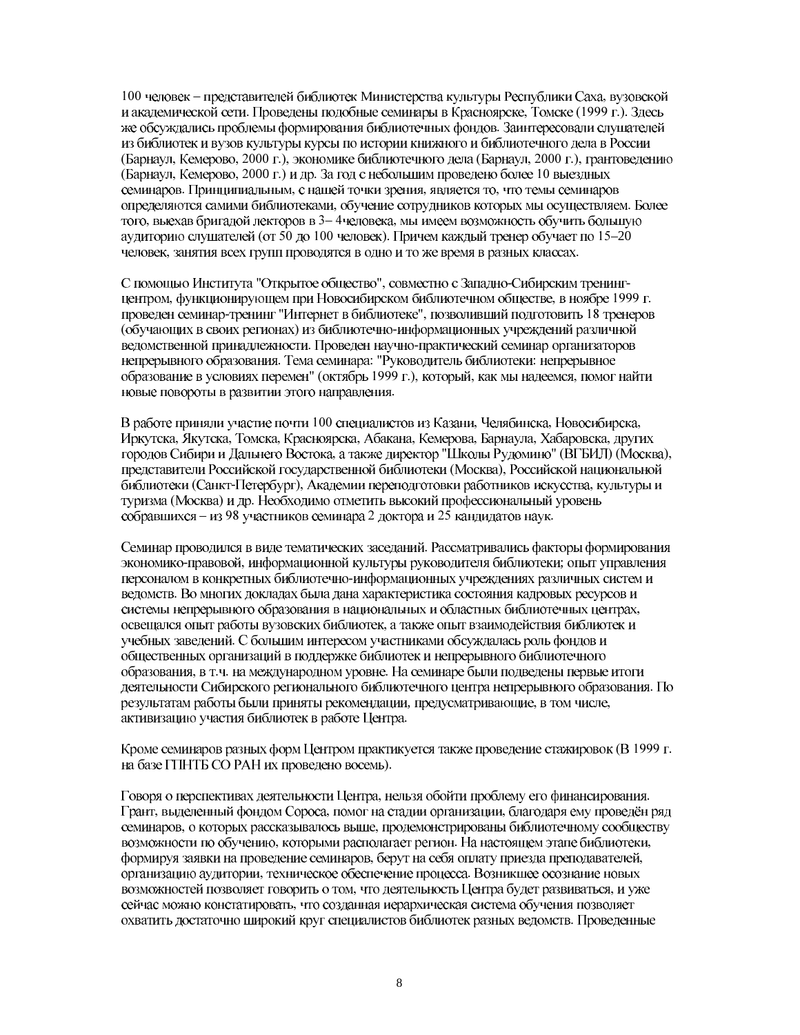100 человек – представителей библиотек Министерства культуры Республики Саха, вузовской и академической сети. Проведены подобные семинары в Красноярске, Томске (1999 г.). Здесь же обсуждались проблемы формирования библиотечных фондов. Заинтересовали слушателей из библиотек и вузов культуры курсы по истории книжного и библиотечного дела в России (Барнаул, Кемерово, 2000 г.), экономике библиотечного дела (Барнаул, 2000 г.), грантоведению (Барнаул, Кемерово, 2000 г.) и др. За год с небольшим проведено более 10 выездных семинаров. Принципиальным, с нашей точки зрения, является то, что темы семинаров определяются самими библиотеками, обучение сотрудников которых мы осуществляем. Более того, выехав бригадой лекторов в 3– 4человека, мы имеем возможность обучить большую аудиторию слушателей (от 50 до 100 человек). Причем каждый тренер обучает по 15–20 человек, занятия всех групп проводятся в одно и то же время в разных классах.

С помощью Института "Открытое общество", совместно с Западно-Сибирским тренинг-центром, функционирующем при Новосибирском библиотечном обществе, в ноябре 1999 г. проведен семинар-тренинг "Интернет в библиотеке", позволивший подготовить 18 тренеров (обучающих в своих регионах) из библиотечно-информационных учреждений различной ведомственной принадлежности. Проведен научно-практический семинар организаторов непрерывного образования. Тема семинара: "Руководитель библиотеки: непрерывное образование в условиях перемен" (октябрь 1999 г.), который, как мы надеемся, помог найти новые повороты в развитии этого направления.

В работе приняли участие почти 100 специалистов из Казани, Челябинска, Новосибирска, Иркутска, Якутска, Томска, Красноярска, Абакана, Кемерова, Барнаула, Хабаровска, других городов Сибири и Дальнего Востока, а также директор "Школы Рудомино" (ВГБИЛ) (Москва), представители Российской государственной библиотеки (Москва), Российской национальной библиотеки (Санкт-Петербург), Академии переподготовки работников искусства, культуры и туризма (Москва) и др. Необходимо отметить высокий профессиональный уровень собравшихся – из 98 участников семинара 2 доктора и 25 кандидатов наук.

Семинар проводился в виде тематических заседаний. Рассматривались факторы формирования экономико-правовой, информационной культуры руководителя библиотеки; опыт управления персоналом в конкретных библиотечно-информационных учреждениях различных систем и ведомств. Во многих докладах была дана характеристика состояния кадровых ресурсов и системы непрерывного образования в национальных и областных библиотечных центрах, освещался опыт работы вузовских библиотек, а также опыт взаимодействия библиотек и учебных заведений. С большим интересом участниками обсуждалась роль фондов и общественных организаций в поддержке библиотек и непрерывного библиотечного образования, в т.ч. на международном уровне. На семинаре были подведены первые итоги деятельности Сибирского регионального библиотечного центра непрерывного образования. По результатам работы были приняты рекомендации, предусматривающие, в том числе, активизацию участия библиотек в работе Центра.

Кроме семинаров разных форм Центром практикуется также проведение стажировок (В 1999 г. на базе ГПНТБ СО РАН их проведено восемь).

Говоря о перспективах деятельности Центра, нельзя обойти проблему его финансирования. Грант, выделенный фондом Сороса, помог на стадии организации, благодаря ему проведён ряд семинаров, о которых рассказывалось выше, продемонстрированы библиотечному сообществу возможности по обучению, которыми располагает регион. На настоящем этапе библиотеки, формируя заявки на проведение семинаров, берут на себя оплату приезда преподавателей, организацию аудитории, техническое обеспечение процесса. Возникшее осознание новых возможностей позволяет говорить о том, что деятельность Центра будет развиваться, и уже сейчас можно констатировать, что созданная иерархическая система обучения позволяет охватить достаточно широкий круг специалистов библиотек разных ведомств. Проведенные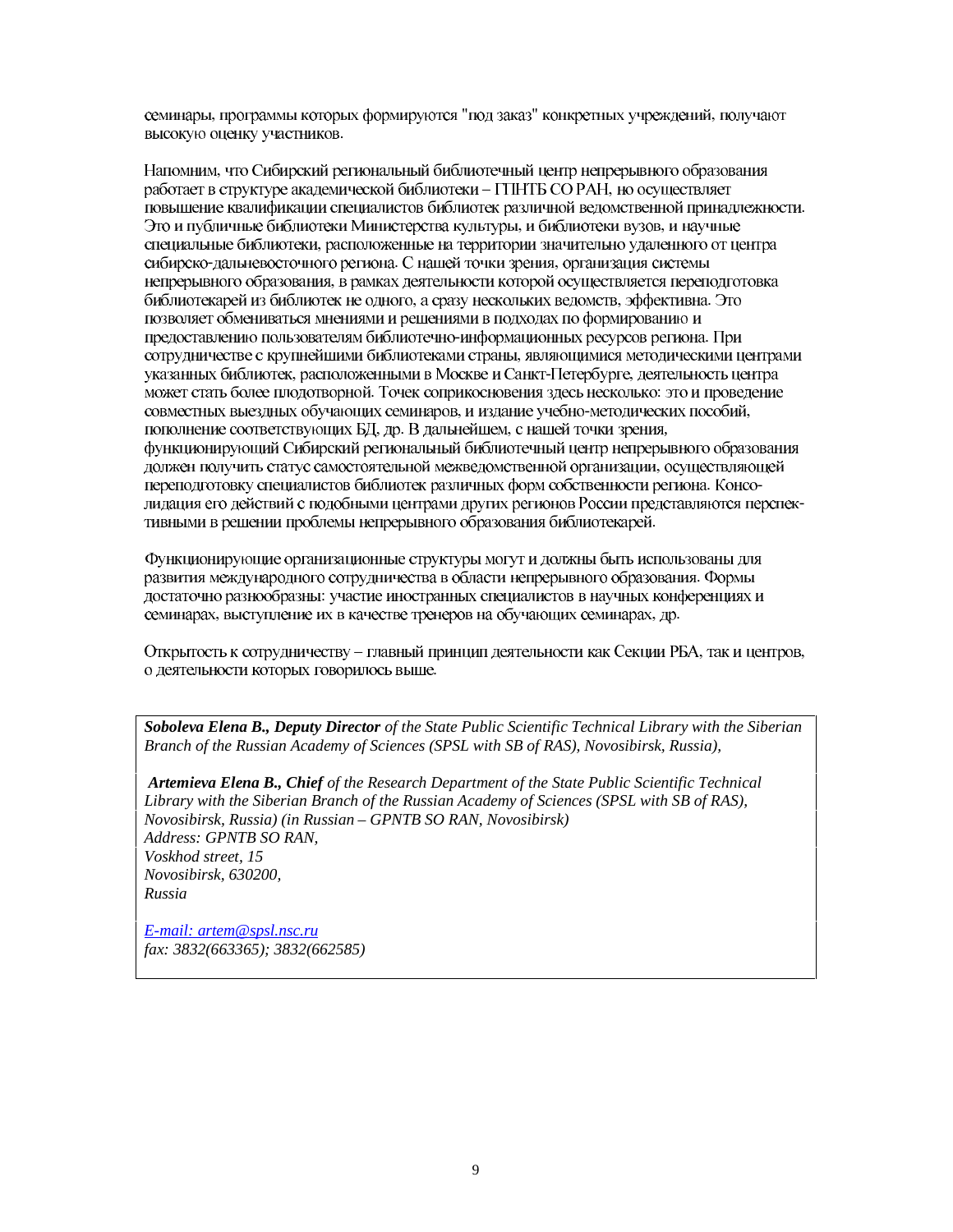семинары, программы которых формируются "под заказ" конкретных учреждений, получают высокую оценку участников.

Напомним, что Сибирский региональный библиотечный центр непрерывного образования работает в структуре академической библиотеки – ГПНТБ СО РАН, но осуществляет повышение квалификации специалистов библиотек различной ведомственной принадлежности. Это и публичные библиотеки Министерства культуры, и библиотеки вузов, и научные специальные библиотеки, расположенные на территории значительно удаленного от центра сибирско-дальневосточного региона. С нашей точки зрения, организация системы непрерывного образования, в рамках деятельности которой осуществляется переподготовка библиотекарей из библиотек не одного, а сразу нескольких ведомств, эффективна. Это позволяет обмениваться мнениями и решениями в подходах по формированию и предоставлению пользователям библиотечно-информационных ресурсов региона. При сотрудничестве с крупнейшими библиотеками страны, являющимися методическими центрами указанных библиотек, расположенными в Москве и Санкт-Петербурге, деятельность центра может стать более плодотворной. Точек соприкосновения здесь несколько: это и проведение совместных выездных обучающих семинаров, и издание учебно-методических пособий, пополнение соответствующих БД, др. В дальнейшем, с нашей точки зрения, функционирующий Сибирский региональный библиотечный центр непрерывного образования должен получить статус самостоятельной межведомственной организации, осуществляющей переподготовку специалистов библиотек различных форм собственности региона. Консолидация его действий с подобными центрами других регионов России представляются перспективными в решении проблемы непрерывного образования библиотекарей.

Функционирующие организационные структуры могут и должны быть использованы для развития международного сотрудничества в области непрерывного образования. Формы достаточно разнообразны: участие иностранных специалистов в научных конференциях и семинарах, выступление их в качестве тренеров на обучающих семинарах, др.

Открытость к сотрудничеству – главный принцип деятельности как Секции РБА, так и центров, о деятельности которых говорилось выше.

***Soboleva Elena B., Deputy Director** of the State Public Scientific Technical Library with the Siberian Branch of the Russian Academy of Sciences (SPSL with SB of RAS), Novosibirsk, Russia),*

***Artemieva Elena B., Chief** of the Research Department of the State Public Scientific Technical Library with the Siberian Branch of the Russian Academy of Sciences (SPSL with SB of RAS), Novosibirsk, Russia) (in Russian – GPNTB SO RAN, Novosibirsk)*
*Address: GPNTB SO RAN,*
*Voskhod street, 15*
*Novosibirsk, 630200,*
*Russia*

*E-mail: artem@spsl.nsc.ru*
*fax: 3832(663365); 3832(662585)*